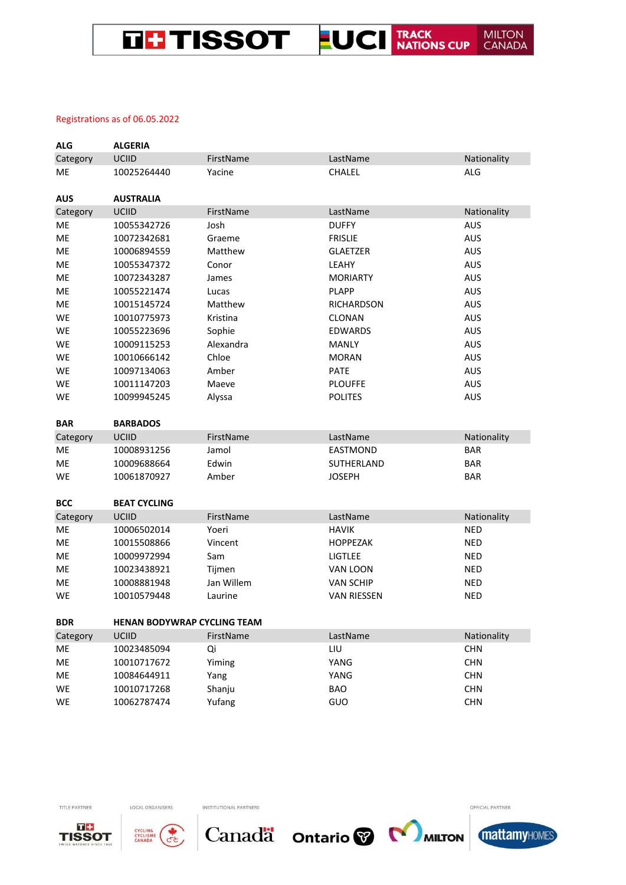Registrations as of 06.05.2022

**ALG** **ALGERIA**

| Category | UCIID | FirstName | LastName | Nationality |
|---|---|---|---|---|
| ME | 10025264440 | Yacine | CHALEL | ALG |

**AUS** **AUSTRALIA**

| Category | UCIID | FirstName | LastName | Nationality |
|---|---|---|---|---|
| ME | 10055342726 | Josh | DUFFY | AUS |
| ME | 10072342681 | Graeme | FRISLIE | AUS |
| ME | 10006894559 | Matthew | GLAETZER | AUS |
| ME | 10055347372 | Conor | LEAHY | AUS |
| ME | 10072343287 | James | MORIARTY | AUS |
| ME | 10055221474 | Lucas | PLAPP | AUS |
| ME | 10015145724 | Matthew | RICHARDSON | AUS |
| WE | 10010775973 | Kristina | CLONAN | AUS |
| WE | 10055223696 | Sophie | EDWARDS | AUS |
| WE | 10009115253 | Alexandra | MANLY | AUS |
| WE | 10010666142 | Chloe | MORAN | AUS |
| WE | 10097134063 | Amber | PATE | AUS |
| WE | 10011147203 | Maeve | PLOUFFE | AUS |
| WE | 10099945245 | Alyssa | POLITES | AUS |

**BAR** **BARBADOS**

| Category | UCIID | FirstName | LastName | Nationality |
|---|---|---|---|---|
| ME | 10008931256 | Jamol | EASTMOND | BAR |
| ME | 10009688664 | Edwin | SUTHERLAND | BAR |
| WE | 10061870927 | Amber | JOSEPH | BAR |

**BCC** **BEAT CYCLING**

| Category | UCIID | FirstName | LastName | Nationality |
|---|---|---|---|---|
| ME | 10006502014 | Yoeri | HAVIK | NED |
| ME | 10015508866 | Vincent | HOPPEZAK | NED |
| ME | 10009972994 | Sam | LIGTLEE | NED |
| ME | 10023438921 | Tijmen | VAN LOON | NED |
| ME | 10008881948 | Jan Willem | VAN SCHIP | NED |
| WE | 10010579448 | Laurine | VAN RIESSEN | NED |

**BDR** **HENAN BODYWRAP CYCLING TEAM**

| Category | UCIID | FirstName | LastName | Nationality |
|---|---|---|---|---|
| ME | 10023485094 | Qi | LIU | CHN |
| ME | 10010717672 | Yiming | YANG | CHN |
| ME | 10084644911 | Yang | YANG | CHN |
| WE | 10010717268 | Shanju | BAO | CHN |
| WE | 10062787474 | Yufang | GUO | CHN |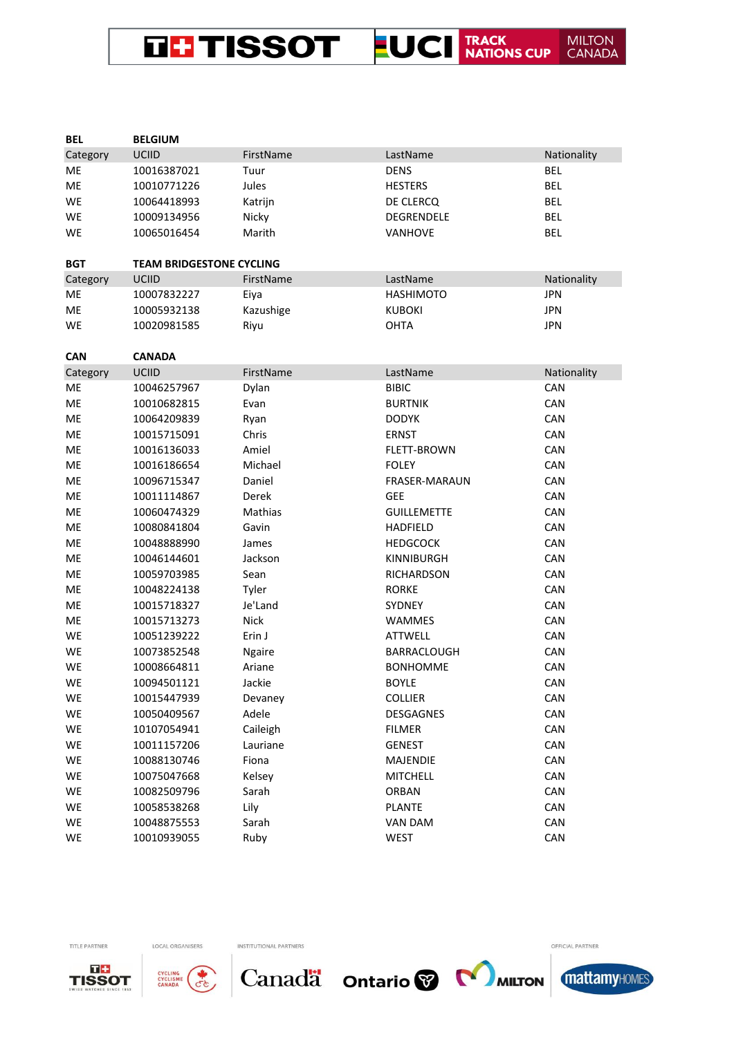| BEL | BELGIUM | | | |
|---|---|---|---|---|
| Category | UCIID | FirstName | LastName | Nationality |
| ME | 10016387021 | Tuur | DENS | BEL |
| ME | 10010771226 | Jules | HESTERS | BEL |
| WE | 10064418993 | Katrijn | DE CLERCQ | BEL |
| WE | 10009134956 | Nicky | DEGRENDELE | BEL |
| WE | 10065016454 | Marith | VANHOVE | BEL |

| BGT | TEAM BRIDGESTONE CYCLING | | | |
|---|---|---|---|---|
| Category | UCIID | FirstName | LastName | Nationality |
| ME | 10007832227 | Eiya | HASHIMOTO | JPN |
| ME | 10005932138 | Kazushige | KUBOKI | JPN |
| WE | 10020981585 | Riyu | OHTA | JPN |

| CAN | CANADA | | | |
|---|---|---|---|---|
| Category | UCIID | FirstName | LastName | Nationality |
| ME | 10046257967 | Dylan | BIBIC | CAN |
| ME | 10010682815 | Evan | BURTNIK | CAN |
| ME | 10064209839 | Ryan | DODYK | CAN |
| ME | 10015715091 | Chris | ERNST | CAN |
| ME | 10016136033 | Amiel | FLETT-BROWN | CAN |
| ME | 10016186654 | Michael | FOLEY | CAN |
| ME | 10096715347 | Daniel | FRASER-MARAUN | CAN |
| ME | 10011114867 | Derek | GEE | CAN |
| ME | 10060474329 | Mathias | GUILLEMETTE | CAN |
| ME | 10080841804 | Gavin | HADFIELD | CAN |
| ME | 10048888990 | James | HEDGCOCK | CAN |
| ME | 10046144601 | Jackson | KINNIBURGH | CAN |
| ME | 10059703985 | Sean | RICHARDSON | CAN |
| ME | 10048224138 | Tyler | RORKE | CAN |
| ME | 10015718327 | Je'Land | SYDNEY | CAN |
| ME | 10015713273 | Nick | WAMMES | CAN |
| WE | 10051239222 | Erin J | ATTWELL | CAN |
| WE | 10073852548 | Ngaire | BARRACLOUGH | CAN |
| WE | 10008664811 | Ariane | BONHOMME | CAN |
| WE | 10094501121 | Jackie | BOYLE | CAN |
| WE | 10015447939 | Devaney | COLLIER | CAN |
| WE | 10050409567 | Adele | DESGAGNES | CAN |
| WE | 10107054941 | Caileigh | FILMER | CAN |
| WE | 10011157206 | Lauriane | GENEST | CAN |
| WE | 10088130746 | Fiona | MAJENDIE | CAN |
| WE | 10075047668 | Kelsey | MITCHELL | CAN |
| WE | 10082509796 | Sarah | ORBAN | CAN |
| WE | 10058538268 | Lily | PLANTE | CAN |
| WE | 10048875553 | Sarah | VAN DAM | CAN |
| WE | 10010939055 | Ruby | WEST | CAN |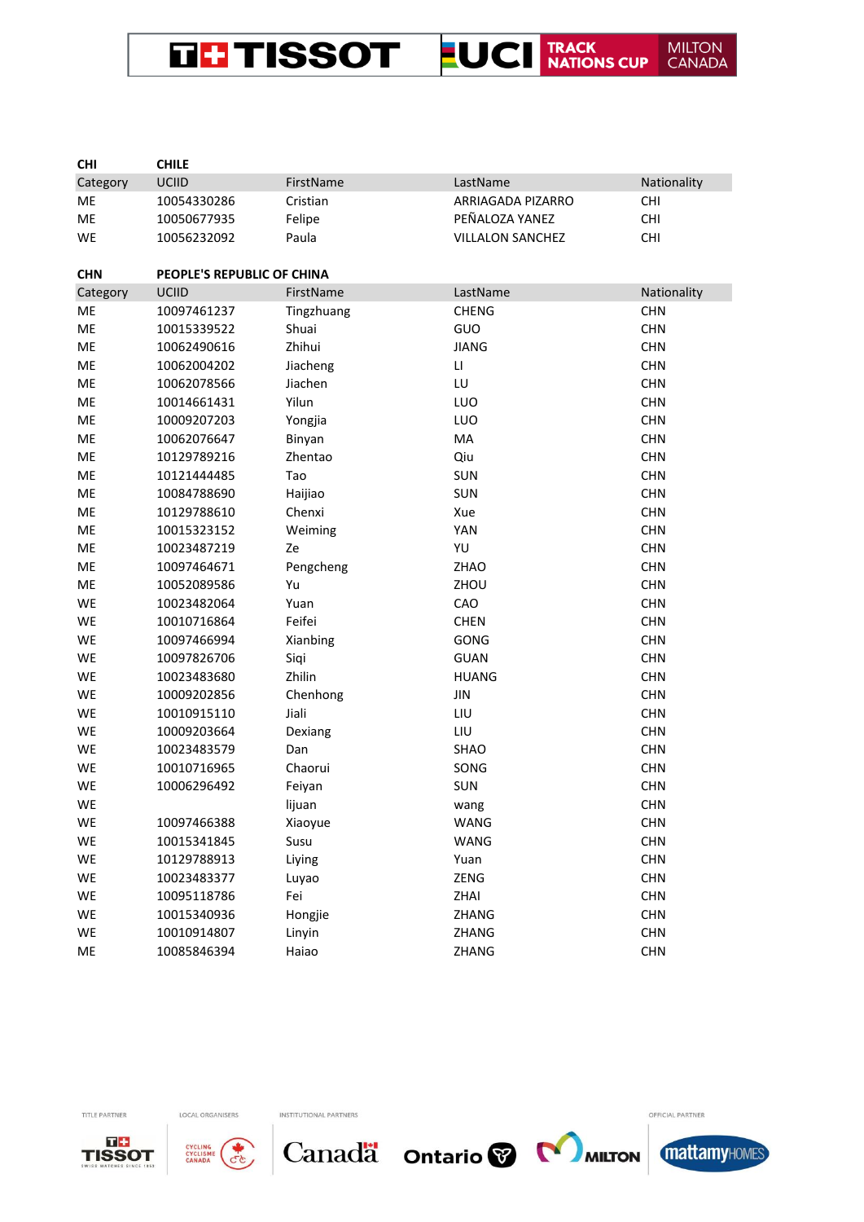**CHI** **CHILE**

| Category | UCIID | FirstName | LastName | Nationality |
|---|---|---|---|---|
| ME | 10054330286 | Cristian | ARRIAGADA PIZARRO | CHI |
| ME | 10050677935 | Felipe | PEÑALOZA YANEZ | CHI |
| WE | 10056232092 | Paula | VILLALON SANCHEZ | CHI |

**CHN** **PEOPLE'S REPUBLIC OF CHINA**

| Category | UCIID | FirstName | LastName | Nationality |
|---|---|---|---|---|
| ME | 10097461237 | Tingzhuang | CHENG | CHN |
| ME | 10015339522 | Shuai | GUO | CHN |
| ME | 10062490616 | Zhihui | JIANG | CHN |
| ME | 10062004202 | Jiacheng | LI | CHN |
| ME | 10062078566 | Jiachen | LU | CHN |
| ME | 10014661431 | Yilun | LUO | CHN |
| ME | 10009207203 | Yongjia | LUO | CHN |
| ME | 10062076647 | Binyan | MA | CHN |
| ME | 10129789216 | Zhentao | Qiu | CHN |
| ME | 10121444485 | Tao | SUN | CHN |
| ME | 10084788690 | Haijiao | SUN | CHN |
| ME | 10129788610 | Chenxi | Xue | CHN |
| ME | 10015323152 | Weiming | YAN | CHN |
| ME | 10023487219 | Ze | YU | CHN |
| ME | 10097464671 | Pengcheng | ZHAO | CHN |
| ME | 10052089586 | Yu | ZHOU | CHN |
| WE | 10023482064 | Yuan | CAO | CHN |
| WE | 10010716864 | Feifei | CHEN | CHN |
| WE | 10097466994 | Xianbing | GONG | CHN |
| WE | 10097826706 | Siqi | GUAN | CHN |
| WE | 10023483680 | Zhilin | HUANG | CHN |
| WE | 10009202856 | Chenhong | JIN | CHN |
| WE | 10010915110 | Jiali | LIU | CHN |
| WE | 10009203664 | Dexiang | LIU | CHN |
| WE | 10023483579 | Dan | SHAO | CHN |
| WE | 10010716965 | Chaorui | SONG | CHN |
| WE | 10006296492 | Feiyan | SUN | CHN |
| WE | | lijuan | wang | CHN |
| WE | 10097466388 | Xiaoyue | WANG | CHN |
| WE | 10015341845 | Susu | WANG | CHN |
| WE | 10129788913 | Liying | Yuan | CHN |
| WE | 10023483377 | Luyao | ZENG | CHN |
| WE | 10095118786 | Fei | ZHAI | CHN |
| WE | 10015340936 | Hongjie | ZHANG | CHN |
| WE | 10010914807 | Linyin | ZHANG | CHN |
| ME | 10085846394 | Haiao | ZHANG | CHN |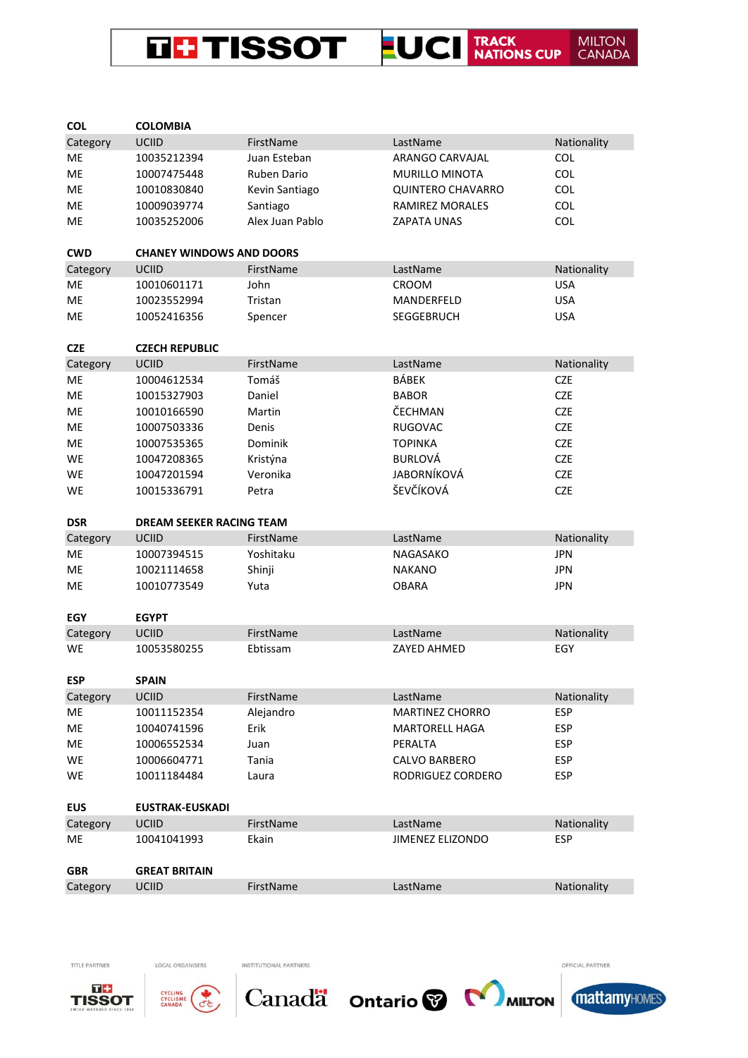**COL** **COLOMBIA**

| Category | UCIID | FirstName | LastName | Nationality |
|---|---|---|---|---|
| ME | 10035212394 | Juan Esteban | ARANGO CARVAJAL | COL |
| ME | 10007475448 | Ruben Dario | MURILLO MINOTA | COL |
| ME | 10010830840 | Kevin Santiago | QUINTERO CHAVARRO | COL |
| ME | 10009039774 | Santiago | RAMIREZ MORALES | COL |
| ME | 10035252006 | Alex Juan Pablo | ZAPATA UNAS | COL |

**CWD** **CHANEY WINDOWS AND DOORS**

| Category | UCIID | FirstName | LastName | Nationality |
|---|---|---|---|---|
| ME | 10010601171 | John | CROOM | USA |
| ME | 10023552994 | Tristan | MANDERFELD | USA |
| ME | 10052416356 | Spencer | SEGGEBRUCH | USA |

**CZE** **CZECH REPUBLIC**

| Category | UCIID | FirstName | LastName | Nationality |
|---|---|---|---|---|
| ME | 10004612534 | Tomáš | BÁBEK | CZE |
| ME | 10015327903 | Daniel | BABOR | CZE |
| ME | 10010166590 | Martin | ČECHMAN | CZE |
| ME | 10007503336 | Denis | RUGOVAC | CZE |
| ME | 10007535365 | Dominik | TOPINKA | CZE |
| WE | 10047208365 | Kristýna | BURLOVÁ | CZE |
| WE | 10047201594 | Veronika | JABORNÍKOVÁ | CZE |
| WE | 10015336791 | Petra | ŠEVČÍKOVÁ | CZE |

**DSR** **DREAM SEEKER RACING TEAM**

| Category | UCIID | FirstName | LastName | Nationality |
|---|---|---|---|---|
| ME | 10007394515 | Yoshitaku | NAGASAKO | JPN |
| ME | 10021114658 | Shinji | NAKANO | JPN |
| ME | 10010773549 | Yuta | OBARA | JPN |

**EGY** **EGYPT**

| Category | UCIID | FirstName | LastName | Nationality |
|---|---|---|---|---|
| WE | 10053580255 | Ebtissam | ZAYED AHMED | EGY |

**ESP** **SPAIN**

| Category | UCIID | FirstName | LastName | Nationality |
|---|---|---|---|---|
| ME | 10011152354 | Alejandro | MARTINEZ CHORRO | ESP |
| ME | 10040741596 | Erik | MARTORELL HAGA | ESP |
| ME | 10006552534 | Juan | PERALTA | ESP |
| WE | 10006604771 | Tania | CALVO BARBERO | ESP |
| WE | 10011184484 | Laura | RODRIGUEZ CORDERO | ESP |

**EUS** **EUSTRAK-EUSKADI**

| Category | UCIID | FirstName | LastName | Nationality |
|---|---|---|---|---|
| ME | 10041041993 | Ekain | JIMENEZ ELIZONDO | ESP |

**GBR** **GREAT BRITAIN**

| Category | UCIID | FirstName | LastName | Nationality |
|---|---|---|---|---|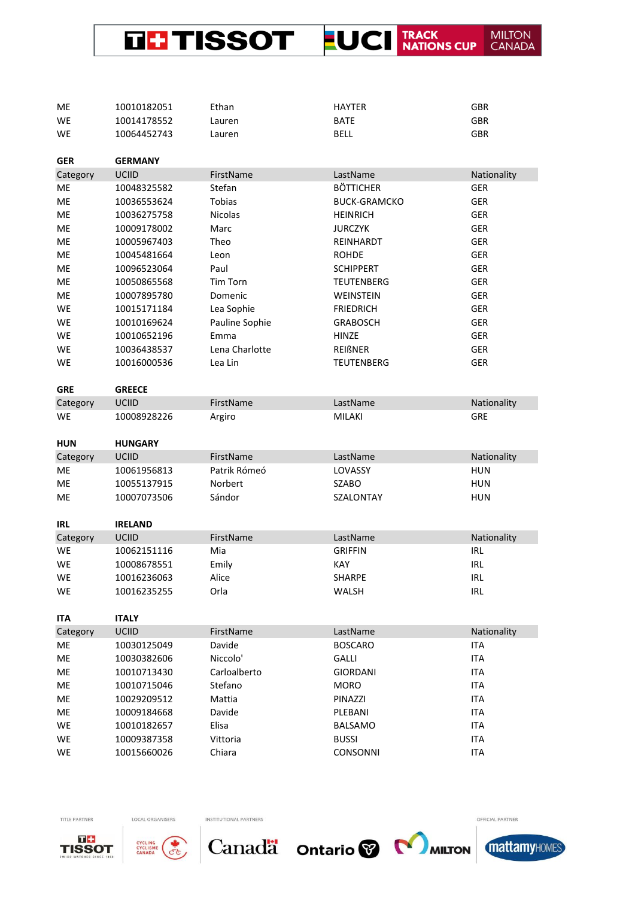| Category | UCIID | FirstName | LastName | Nationality |
|---|---|---|---|---|
| ME | 10010182051 | Ethan | HAYTER | GBR |
| WE | 10014178552 | Lauren | BATE | GBR |
| WE | 10064452743 | Lauren | BELL | GBR |

**GER** **GERMANY**

| Category | UCIID | FirstName | LastName | Nationality |
|---|---|---|---|---|
| ME | 10048325582 | Stefan | BÖTTICHER | GER |
| ME | 10036553624 | Tobias | BUCK-GRAMCKO | GER |
| ME | 10036275758 | Nicolas | HEINRICH | GER |
| ME | 10009178002 | Marc | JURCZYK | GER |
| ME | 10005967403 | Theo | REINHARDT | GER |
| ME | 10045481664 | Leon | ROHDE | GER |
| ME | 10096523064 | Paul | SCHIPPERT | GER |
| ME | 10050865568 | Tim Torn | TEUTENBERG | GER |
| ME | 10007895780 | Domenic | WEINSTEIN | GER |
| WE | 10015171184 | Lea Sophie | FRIEDRICH | GER |
| WE | 10010169624 | Pauline Sophie | GRABOSCH | GER |
| WE | 10010652196 | Emma | HINZE | GER |
| WE | 10036438537 | Lena Charlotte | REIßNER | GER |
| WE | 10016000536 | Lea Lin | TEUTENBERG | GER |

**GRE** **GREECE**

| Category | UCIID | FirstName | LastName | Nationality |
|---|---|---|---|---|
| WE | 10008928226 | Argiro | MILAKI | GRE |

**HUN** **HUNGARY**

| Category | UCIID | FirstName | LastName | Nationality |
|---|---|---|---|---|
| ME | 10061956813 | Patrik Rómeó | LOVASSY | HUN |
| ME | 10055137915 | Norbert | SZABO | HUN |
| ME | 10007073506 | Sándor | SZALONTAY | HUN |

**IRL** **IRELAND**

| Category | UCIID | FirstName | LastName | Nationality |
|---|---|---|---|---|
| WE | 10062151116 | Mia | GRIFFIN | IRL |
| WE | 10008678551 | Emily | KAY | IRL |
| WE | 10016236063 | Alice | SHARPE | IRL |
| WE | 10016235255 | Orla | WALSH | IRL |

**ITA** **ITALY**

| Category | UCIID | FirstName | LastName | Nationality |
|---|---|---|---|---|
| ME | 10030125049 | Davide | BOSCARO | ITA |
| ME | 10030382606 | Niccolo' | GALLI | ITA |
| ME | 10010713430 | Carloalberto | GIORDANI | ITA |
| ME | 10010715046 | Stefano | MORO | ITA |
| ME | 10029209512 | Mattia | PINAZZI | ITA |
| ME | 10009184668 | Davide | PLEBANI | ITA |
| WE | 10010182657 | Elisa | BALSAMO | ITA |
| WE | 10009387358 | Vittoria | BUSSI | ITA |
| WE | 10015660026 | Chiara | CONSONNI | ITA |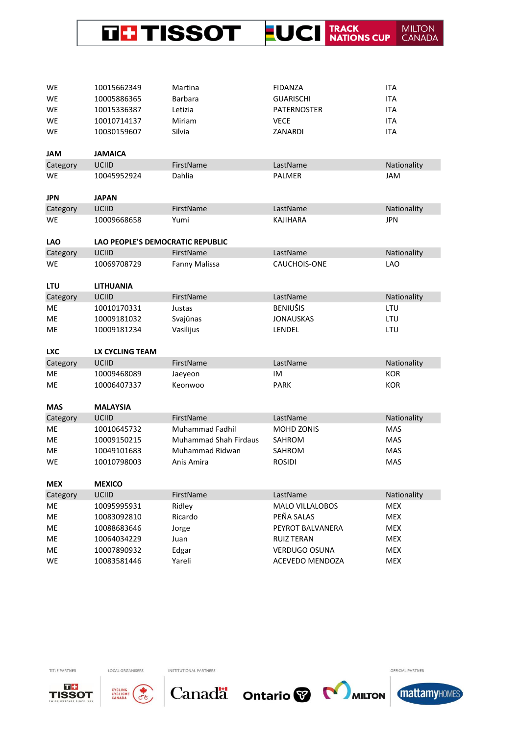| | | | | |
|---|---|---|---|---|
| WE | 10015662349 | Martina | FIDANZA | ITA |
| WE | 10005886365 | Barbara | GUARISCHI | ITA |
| WE | 10015336387 | Letizia | PATERNOSTER | ITA |
| WE | 10010714137 | Miriam | VECE | ITA |
| WE | 10030159607 | Silvia | ZANARDI | ITA |

**JAM** **JAMAICA**

| Category | UCIID | FirstName | LastName | Nationality |
|---|---|---|---|---|
| WE | 10045952924 | Dahlia | PALMER | JAM |

**JPN** **JAPAN**

| Category | UCIID | FirstName | LastName | Nationality |
|---|---|---|---|---|
| WE | 10009668658 | Yumi | KAJIHARA | JPN |

**LAO** **LAO PEOPLE'S DEMOCRATIC REPUBLIC**

| Category | UCIID | FirstName | LastName | Nationality |
|---|---|---|---|---|
| WE | 10069708729 | Fanny Malissa | CAUCHOIS-ONE | LAO |

**LTU** **LITHUANIA**

| Category | UCIID | FirstName | LastName | Nationality |
|---|---|---|---|---|
| ME | 10010170331 | Justas | BENIUŠIS | LTU |
| ME | 10009181032 | Svajūnas | JONAUSKAS | LTU |
| ME | 10009181234 | Vasilijus | LENDEL | LTU |

**LXC** **LX CYCLING TEAM**

| Category | UCIID | FirstName | LastName | Nationality |
|---|---|---|---|---|
| ME | 10009468089 | Jaeyeon | IM | KOR |
| ME | 10006407337 | Keonwoo | PARK | KOR |

**MAS** **MALAYSIA**

| Category | UCIID | FirstName | LastName | Nationality |
|---|---|---|---|---|
| ME | 10010645732 | Muhammad Fadhil | MOHD ZONIS | MAS |
| ME | 10009150215 | Muhammad Shah Firdaus | SAHROM | MAS |
| ME | 10049101683 | Muhammad Ridwan | SAHROM | MAS |
| WE | 10010798003 | Anis Amira | ROSIDI | MAS |

**MEX** **MEXICO**

| Category | UCIID | FirstName | LastName | Nationality |
|---|---|---|---|---|
| ME | 10095995931 | Ridley | MALO VILLALOBOS | MEX |
| ME | 10083092810 | Ricardo | PEÑA SALAS | MEX |
| ME | 10088683646 | Jorge | PEYROT BALVANERA | MEX |
| ME | 10064034229 | Juan | RUIZ TERAN | MEX |
| ME | 10007890932 | Edgar | VERDUGO OSUNA | MEX |
| WE | 10083581446 | Yareli | ACEVEDO MENDOZA | MEX |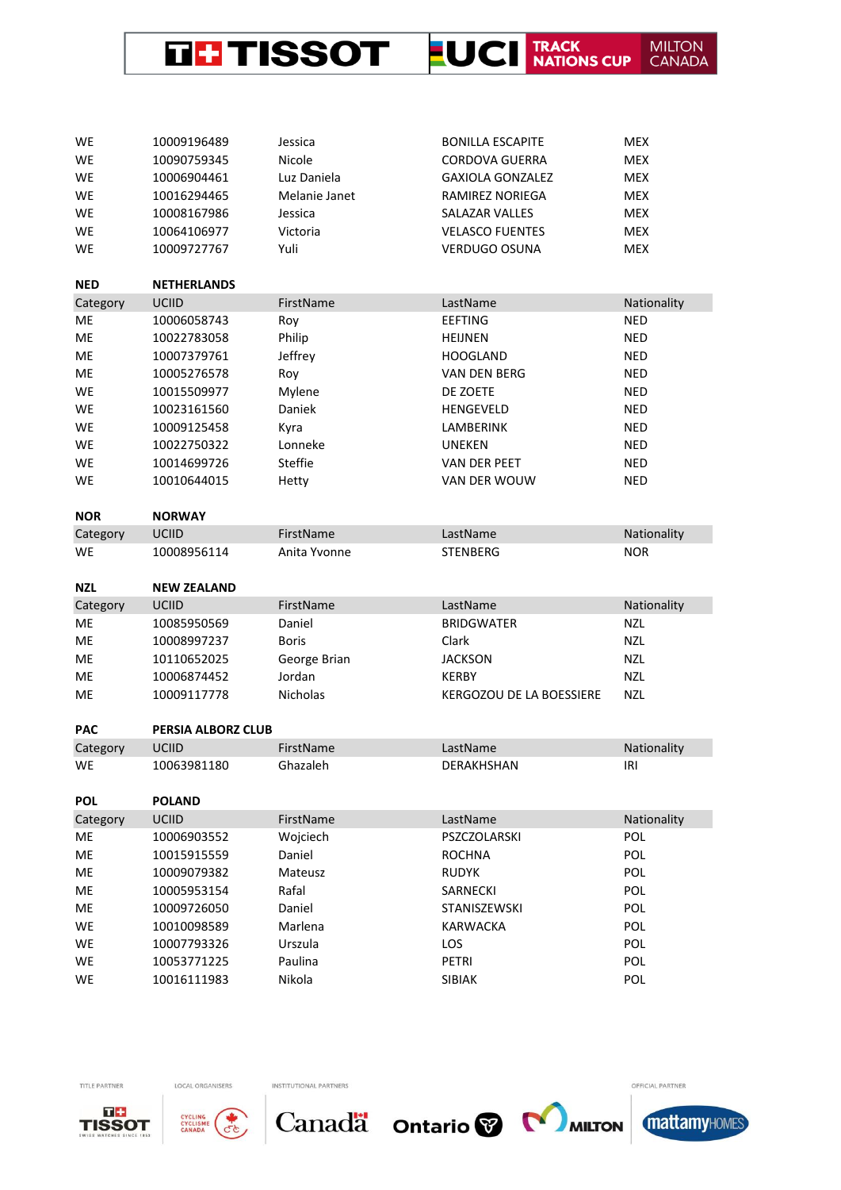| | | | | |
|---|---|---|---|---|
| WE | 10009196489 | Jessica | BONILLA ESCAPITE | MEX |
| WE | 10090759345 | Nicole | CORDOVA GUERRA | MEX |
| WE | 10006904461 | Luz Daniela | GAXIOLA GONZALEZ | MEX |
| WE | 10016294465 | Melanie Janet | RAMIREZ NORIEGA | MEX |
| WE | 10008167986 | Jessica | SALAZAR VALLES | MEX |
| WE | 10064106977 | Victoria | VELASCO FUENTES | MEX |
| WE | 10009727767 | Yuli | VERDUGO OSUNA | MEX |

**NED** **NETHERLANDS**

| Category | UCIID | FirstName | LastName | Nationality |
|---|---|---|---|---|
| ME | 10006058743 | Roy | EEFTING | NED |
| ME | 10022783058 | Philip | HEIJNEN | NED |
| ME | 10007379761 | Jeffrey | HOOGLAND | NED |
| ME | 10005276578 | Roy | VAN DEN BERG | NED |
| WE | 10015509977 | Mylene | DE ZOETE | NED |
| WE | 10023161560 | Daniek | HENGEVELD | NED |
| WE | 10009125458 | Kyra | LAMBERINK | NED |
| WE | 10022750322 | Lonneke | UNEKEN | NED |
| WE | 10014699726 | Steffie | VAN DER PEET | NED |
| WE | 10010644015 | Hetty | VAN DER WOUW | NED |

**NOR** **NORWAY**

| Category | UCIID | FirstName | LastName | Nationality |
|---|---|---|---|---|
| WE | 10008956114 | Anita Yvonne | STENBERG | NOR |

**NZL** **NEW ZEALAND**

| Category | UCIID | FirstName | LastName | Nationality |
|---|---|---|---|---|
| ME | 10085950569 | Daniel | BRIDGWATER | NZL |
| ME | 10008997237 | Boris | Clark | NZL |
| ME | 10110652025 | George Brian | JACKSON | NZL |
| ME | 10006874452 | Jordan | KERBY | NZL |
| ME | 10009117778 | Nicholas | KERGOZOU DE LA BOESSIERE | NZL |

**PAC** **PERSIA ALBORZ CLUB**

| Category | UCIID | FirstName | LastName | Nationality |
|---|---|---|---|---|
| WE | 10063981180 | Ghazaleh | DERAKHSHAN | IRI |

**POL** **POLAND**

| Category | UCIID | FirstName | LastName | Nationality |
|---|---|---|---|---|
| ME | 10006903552 | Wojciech | PSZCZOLARSKI | POL |
| ME | 10015915559 | Daniel | ROCHNA | POL |
| ME | 10009079382 | Mateusz | RUDYK | POL |
| ME | 10005953154 | Rafal | SARNECKI | POL |
| ME | 10009726050 | Daniel | STANISZEWSKI | POL |
| WE | 10010098589 | Marlena | KARWACKA | POL |
| WE | 10007793326 | Urszula | LOS | POL |
| WE | 10053771225 | Paulina | PETRI | POL |
| WE | 10016111983 | Nikola | SIBIAK | POL |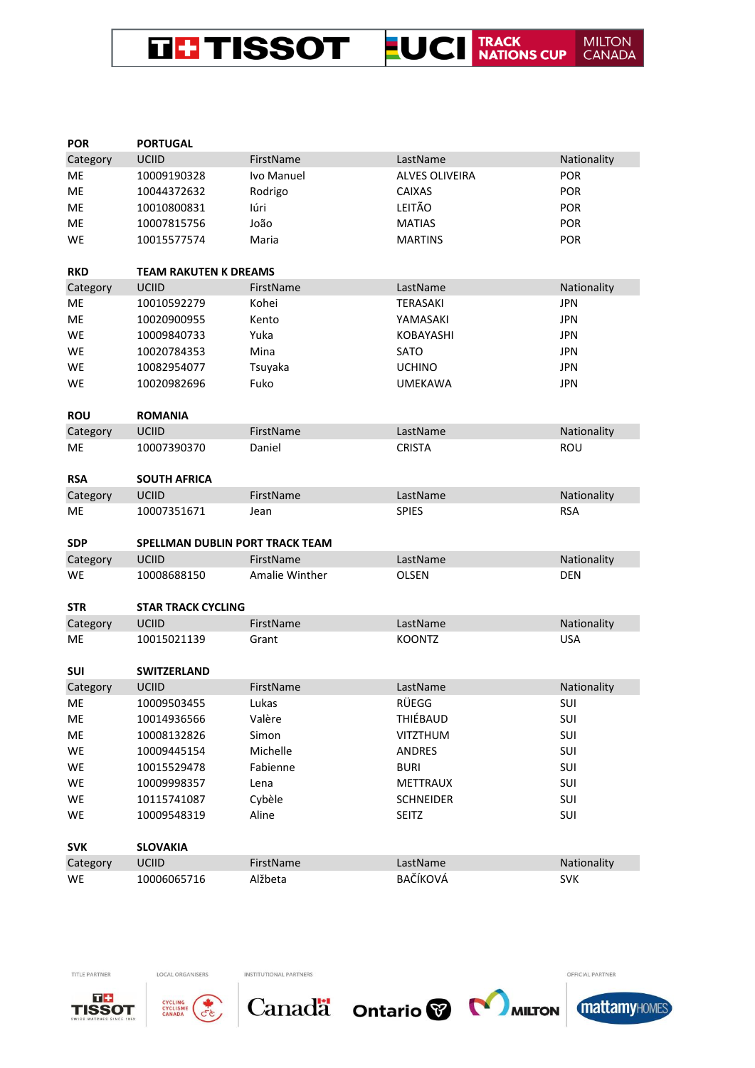**POR** **PORTUGAL**

| Category | UCIID | FirstName | LastName | Nationality |
|---|---|---|---|---|
| ME | 10009190328 | Ivo Manuel | ALVES OLIVEIRA | POR |
| ME | 10044372632 | Rodrigo | CAIXAS | POR |
| ME | 10010800831 | Iúri | LEITÃO | POR |
| ME | 10007815756 | João | MATIAS | POR |
| WE | 10015577574 | Maria | MARTINS | POR |

**RKD** **TEAM RAKUTEN K DREAMS**

| Category | UCIID | FirstName | LastName | Nationality |
|---|---|---|---|---|
| ME | 10010592279 | Kohei | TERASAKI | JPN |
| ME | 10020900955 | Kento | YAMASAKI | JPN |
| WE | 10009840733 | Yuka | KOBAYASHI | JPN |
| WE | 10020784353 | Mina | SATO | JPN |
| WE | 10082954077 | Tsuyaka | UCHINO | JPN |
| WE | 10020982696 | Fuko | UMEKAWA | JPN |

**ROU** **ROMANIA**

| Category | UCIID | FirstName | LastName | Nationality |
|---|---|---|---|---|
| ME | 10007390370 | Daniel | CRISTA | ROU |

**RSA** **SOUTH AFRICA**

| Category | UCIID | FirstName | LastName | Nationality |
|---|---|---|---|---|
| ME | 10007351671 | Jean | SPIES | RSA |

**SDP** **SPELLMAN DUBLIN PORT TRACK TEAM**

| Category | UCIID | FirstName | LastName | Nationality |
|---|---|---|---|---|
| WE | 10008688150 | Amalie Winther | OLSEN | DEN |

**STR** **STAR TRACK CYCLING**

| Category | UCIID | FirstName | LastName | Nationality |
|---|---|---|---|---|
| ME | 10015021139 | Grant | KOONTZ | USA |

**SUI** **SWITZERLAND**

| Category | UCIID | FirstName | LastName | Nationality |
|---|---|---|---|---|
| ME | 10009503455 | Lukas | RÜEGG | SUI |
| ME | 10014936566 | Valère | THIÉBAUD | SUI |
| ME | 10008132826 | Simon | VITZTHUM | SUI |
| WE | 10009445154 | Michelle | ANDRES | SUI |
| WE | 10015529478 | Fabienne | BURI | SUI |
| WE | 10009998357 | Lena | METTRAUX | SUI |
| WE | 10115741087 | Cybèle | SCHNEIDER | SUI |
| WE | 10009548319 | Aline | SEITZ | SUI |

**SVK** **SLOVAKIA**

| Category | UCIID | FirstName | LastName | Nationality |
|---|---|---|---|---|
| WE | 10006065716 | Alžbeta | BAČÍKOVÁ | SVK |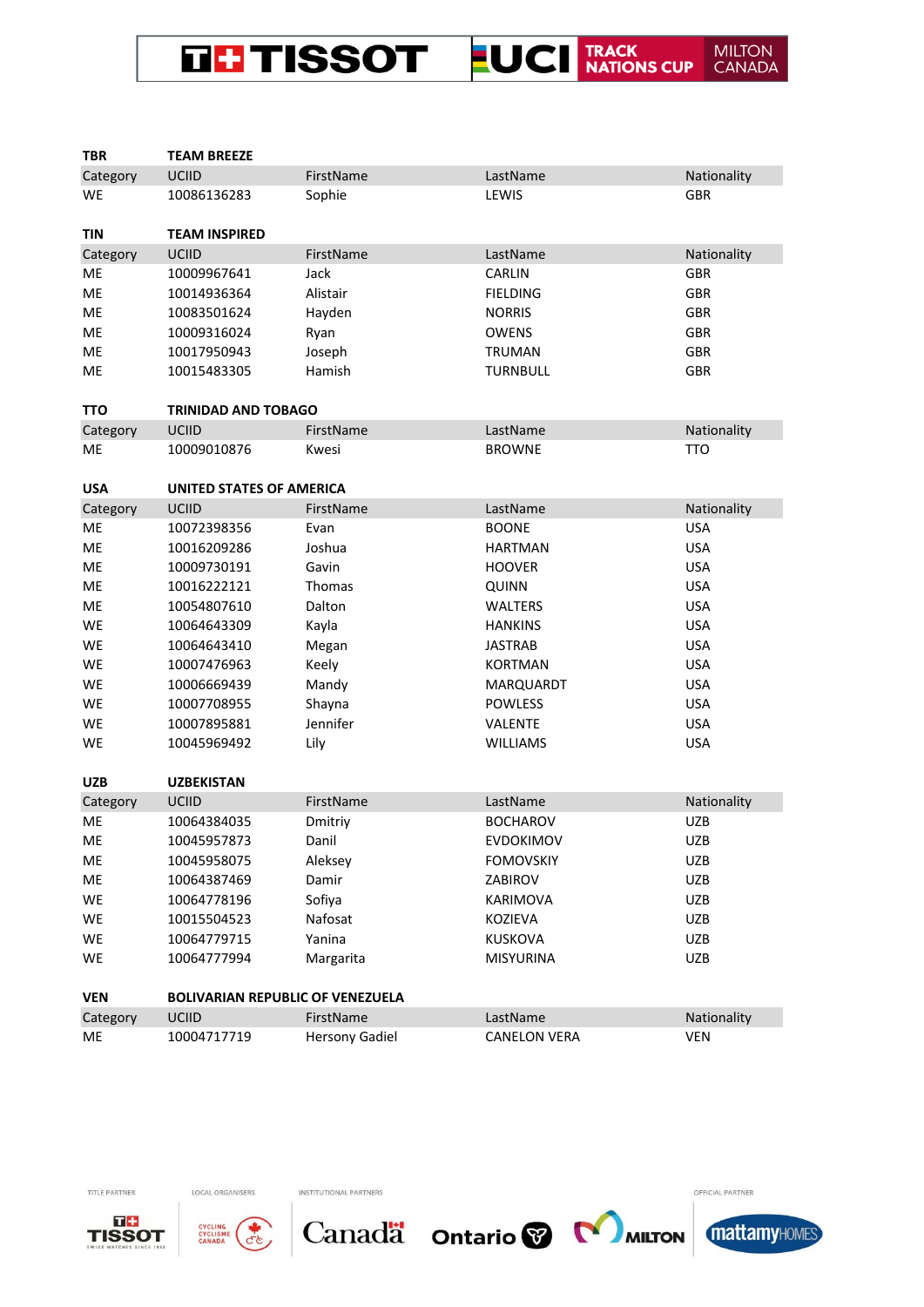**TBR** **TEAM BREEZE**

| Category | UCIID | FirstName | LastName | Nationality |
|---|---|---|---|---|
| WE | 10086136283 | Sophie | LEWIS | GBR |

**TIN** **TEAM INSPIRED**

| Category | UCIID | FirstName | LastName | Nationality |
|---|---|---|---|---|
| ME | 10009967641 | Jack | CARLIN | GBR |
| ME | 10014936364 | Alistair | FIELDING | GBR |
| ME | 10083501624 | Hayden | NORRIS | GBR |
| ME | 10009316024 | Ryan | OWENS | GBR |
| ME | 10017950943 | Joseph | TRUMAN | GBR |
| ME | 10015483305 | Hamish | TURNBULL | GBR |

**TTO** **TRINIDAD AND TOBAGO**

| Category | UCIID | FirstName | LastName | Nationality |
|---|---|---|---|---|
| ME | 10009010876 | Kwesi | BROWNE | TTO |

**USA** **UNITED STATES OF AMERICA**

| Category | UCIID | FirstName | LastName | Nationality |
|---|---|---|---|---|
| ME | 10072398356 | Evan | BOONE | USA |
| ME | 10016209286 | Joshua | HARTMAN | USA |
| ME | 10009730191 | Gavin | HOOVER | USA |
| ME | 10016222121 | Thomas | QUINN | USA |
| ME | 10054807610 | Dalton | WALTERS | USA |
| WE | 10064643309 | Kayla | HANKINS | USA |
| WE | 10064643410 | Megan | JASTRAB | USA |
| WE | 10007476963 | Keely | KORTMAN | USA |
| WE | 10006669439 | Mandy | MARQUARDT | USA |
| WE | 10007708955 | Shayna | POWLESS | USA |
| WE | 10007895881 | Jennifer | VALENTE | USA |
| WE | 10045969492 | Lily | WILLIAMS | USA |

**UZB** **UZBEKISTAN**

| Category | UCIID | FirstName | LastName | Nationality |
|---|---|---|---|---|
| ME | 10064384035 | Dmitriy | BOCHAROV | UZB |
| ME | 10045957873 | Danil | EVDOKIMOV | UZB |
| ME | 10045958075 | Aleksey | FOMOVSKIY | UZB |
| ME | 10064387469 | Damir | ZABIROV | UZB |
| WE | 10064778196 | Sofiya | KARIMOVA | UZB |
| WE | 10015504523 | Nafosat | KOZIEVA | UZB |
| WE | 10064779715 | Yanina | KUSKOVA | UZB |
| WE | 10064777994 | Margarita | MISYURINA | UZB |

**VEN** **BOLIVARIAN REPUBLIC OF VENEZUELA**

| Category | UCIID | FirstName | LastName | Nationality |
|---|---|---|---|---|
| ME | 10004717719 | Hersony Gadiel | CANELON VERA | VEN |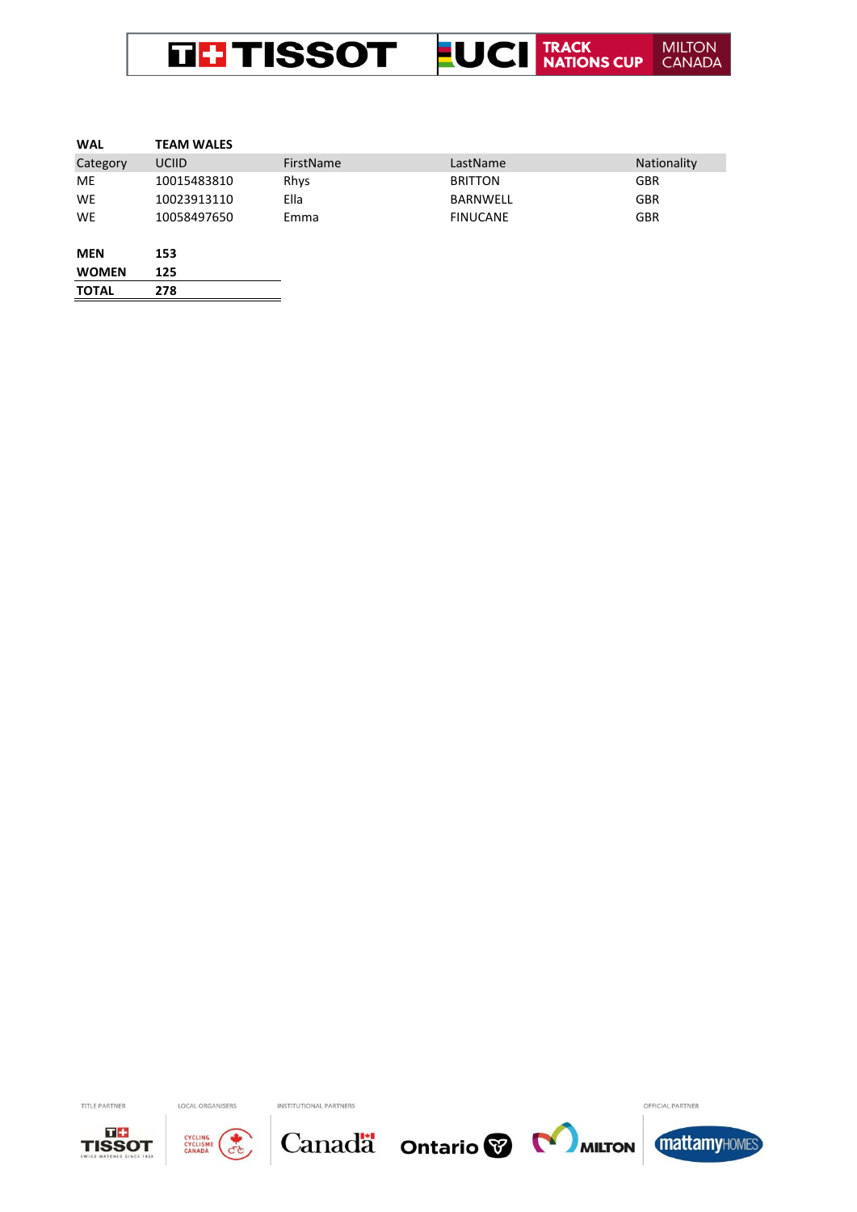| **WAL** | **TEAM WALES** | | | |
|---|---|---|---|---|
| Category | UCIID | FirstName | LastName | Nationality |
| ME | 10015483810 | Rhys | BRITTON | GBR |
| WE | 10023913110 | Ella | BARNWELL | GBR |
| WE | 10058497650 | Emma | FINUCANE | GBR |

| | |
|---|---|
| **MEN** | **153** |
| **WOMEN** | **125** |
| **TOTAL** | **278** |